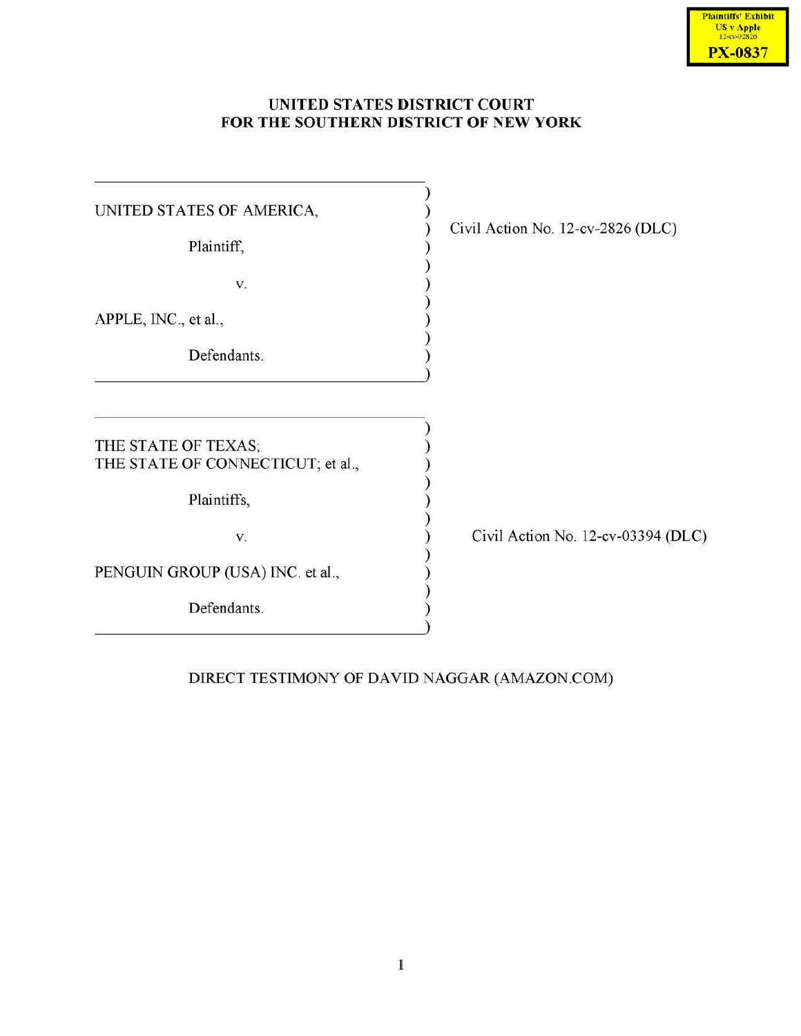Plaintiffs' Exhibit
US v Apple
12-cv-02826
**PX-0837**

**UNITED STATES DISTRICT COURT**
**FOR THE SOUTHERN DISTRICT OF NEW YORK**

| | |
|---|---|
| UNITED STATES OF AMERICA,<br><br>Plaintiff,<br><br>v.<br><br>APPLE, INC., et al.,<br><br>Defendants. | Civil Action No. 12-cv-2826 (DLC) |

| | |
|---|---|
| THE STATE OF TEXAS;<br>THE STATE OF CONNECTICUT; et al.,<br><br>Plaintiffs,<br><br>v.<br><br>PENGUIN GROUP (USA) INC. et al.,<br><br>Defendants. | Civil Action No. 12-cv-03394 (DLC) |

DIRECT TESTIMONY OF DAVID NAGGAR (AMAZON.COM)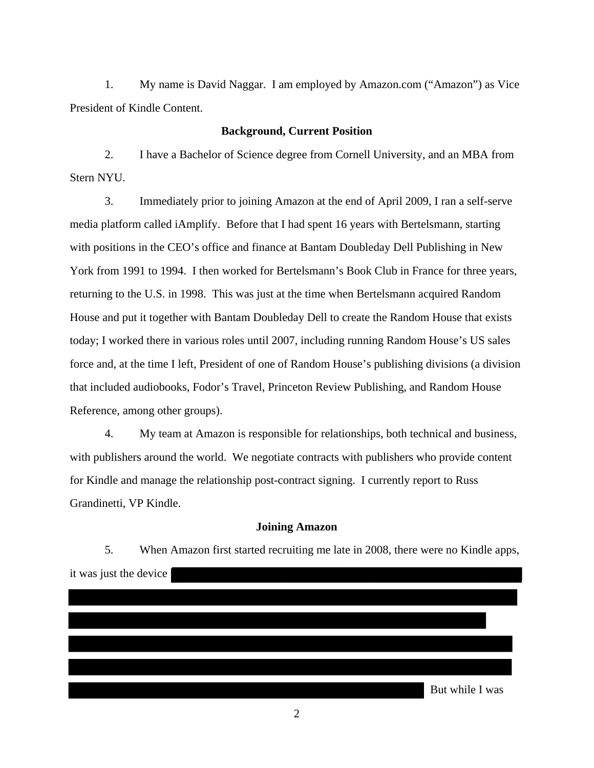1. My name is David Naggar. I am employed by Amazon.com ("Amazon") as Vice President of Kindle Content.

**Background, Current Position**

2. I have a Bachelor of Science degree from Cornell University, and an MBA from Stern NYU.

3. Immediately prior to joining Amazon at the end of April 2009, I ran a self-serve media platform called iAmplify. Before that I had spent 16 years with Bertelsmann, starting with positions in the CEO's office and finance at Bantam Doubleday Dell Publishing in New York from 1991 to 1994. I then worked for Bertelsmann's Book Club in France for three years, returning to the U.S. in 1998. This was just at the time when Bertelsmann acquired Random House and put it together with Bantam Doubleday Dell to create the Random House that exists today; I worked there in various roles until 2007, including running Random House's US sales force and, at the time I left, President of one of Random House's publishing divisions (a division that included audiobooks, Fodor's Travel, Princeton Review Publishing, and Random House Reference, among other groups).

4. My team at Amazon is responsible for relationships, both technical and business, with publishers around the world. We negotiate contracts with publishers who provide content for Kindle and manage the relationship post-contract signing. I currently report to Russ Grandinetti, VP Kindle.

**Joining Amazon**

5. When Amazon first started recruiting me late in 2008, there were no Kindle apps, it was just the device [REDACTED] But while I was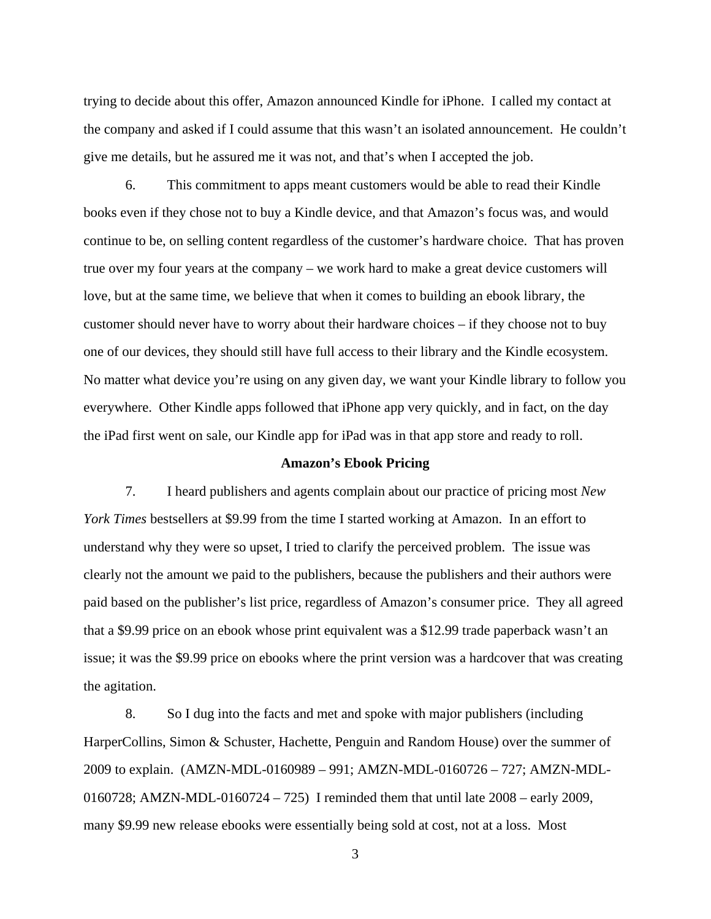trying to decide about this offer, Amazon announced Kindle for iPhone. I called my contact at the company and asked if I could assume that this wasn't an isolated announcement. He couldn't give me details, but he assured me it was not, and that's when I accepted the job.

6. This commitment to apps meant customers would be able to read their Kindle books even if they chose not to buy a Kindle device, and that Amazon's focus was, and would continue to be, on selling content regardless of the customer's hardware choice. That has proven true over my four years at the company – we work hard to make a great device customers will love, but at the same time, we believe that when it comes to building an ebook library, the customer should never have to worry about their hardware choices – if they choose not to buy one of our devices, they should still have full access to their library and the Kindle ecosystem. No matter what device you're using on any given day, we want your Kindle library to follow you everywhere. Other Kindle apps followed that iPhone app very quickly, and in fact, on the day the iPad first went on sale, our Kindle app for iPad was in that app store and ready to roll.

**Amazon's Ebook Pricing**

7. I heard publishers and agents complain about our practice of pricing most *New York Times* bestsellers at $9.99 from the time I started working at Amazon. In an effort to understand why they were so upset, I tried to clarify the perceived problem. The issue was clearly not the amount we paid to the publishers, because the publishers and their authors were paid based on the publisher's list price, regardless of Amazon's consumer price. They all agreed that a $9.99 price on an ebook whose print equivalent was a $12.99 trade paperback wasn't an issue; it was the $9.99 price on ebooks where the print version was a hardcover that was creating the agitation.

8. So I dug into the facts and met and spoke with major publishers (including HarperCollins, Simon & Schuster, Hachette, Penguin and Random House) over the summer of 2009 to explain. (AMZN-MDL-0160989 – 991; AMZN-MDL-0160726 – 727; AMZN-MDL-0160728; AMZN-MDL-0160724 – 725) I reminded them that until late 2008 – early 2009, many $9.99 new release ebooks were essentially being sold at cost, not at a loss. Most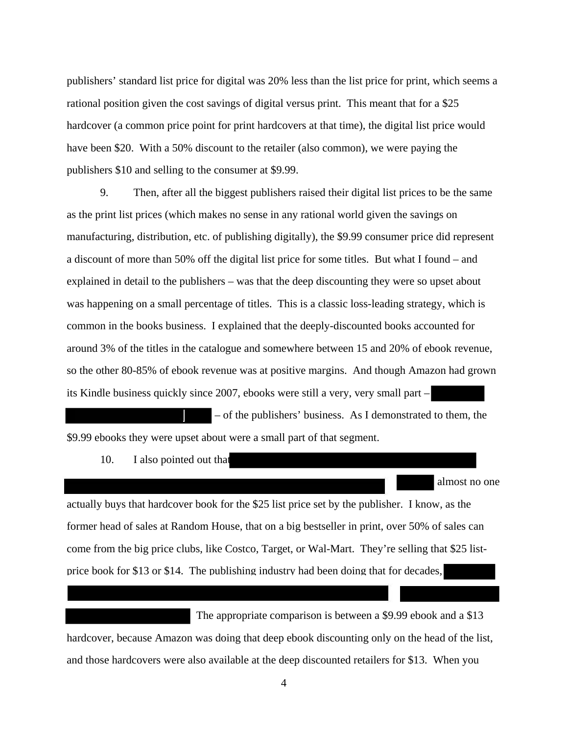publishers' standard list price for digital was 20% less than the list price for print, which seems a rational position given the cost savings of digital versus print. This meant that for a $25 hardcover (a common price point for print hardcovers at that time), the digital list price would have been $20. With a 50% discount to the retailer (also common), we were paying the publishers $10 and selling to the consumer at $9.99.

9. Then, after all the biggest publishers raised their digital list prices to be the same as the print list prices (which makes no sense in any rational world given the savings on manufacturing, distribution, etc. of publishing digitally), the $9.99 consumer price did represent a discount of more than 50% off the digital list price for some titles. But what I found – and explained in detail to the publishers – was that the deep discounting they were so upset about was happening on a small percentage of titles. This is a classic loss-leading strategy, which is common in the books business. I explained that the deeply-discounted books accounted for around 3% of the titles in the catalogue and somewhere between 15 and 20% of ebook revenue, so the other 80-85% of ebook revenue was at positive margins. And though Amazon had grown its Kindle business quickly since 2007, ebooks were still a very, very small part – [REDACTED] – of the publishers' business. As I demonstrated to them, the $9.99 ebooks they were upset about were a small part of that segment.

10. I also pointed out that [REDACTED] almost no one actually buys that hardcover book for the $25 list price set by the publisher. I know, as the former head of sales at Random House, that on a big bestseller in print, over 50% of sales can come from the big price clubs, like Costco, Target, or Wal-Mart. They're selling that $25 list-price book for $13 or $14. The publishing industry had been doing that for decades, [REDACTED] The appropriate comparison is between a $9.99 ebook and a $13 hardcover, because Amazon was doing that deep ebook discounting only on the head of the list, and those hardcovers were also available at the deep discounted retailers for $13. When you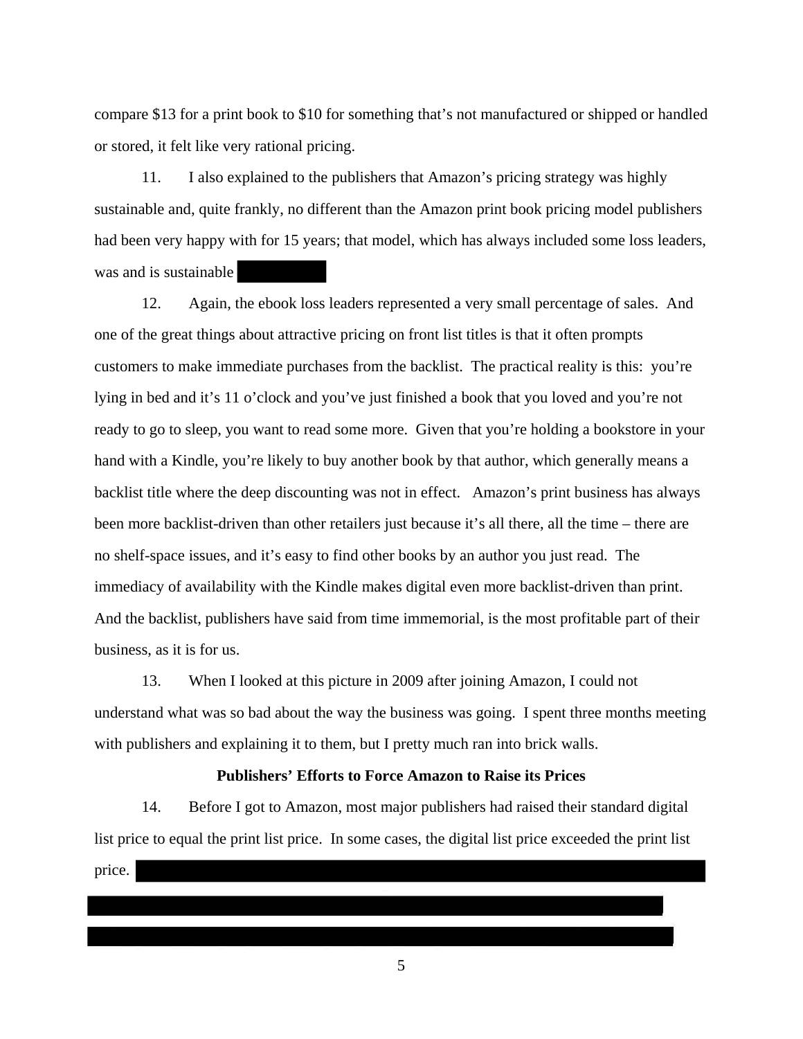compare $13 for a print book to $10 for something that's not manufactured or shipped or handled or stored, it felt like very rational pricing.

11. I also explained to the publishers that Amazon's pricing strategy was highly sustainable and, quite frankly, no different than the Amazon print book pricing model publishers had been very happy with for 15 years; that model, which has always included some loss leaders, was and is sustainable

12. Again, the ebook loss leaders represented a very small percentage of sales. And one of the great things about attractive pricing on front list titles is that it often prompts customers to make immediate purchases from the backlist. The practical reality is this: you're lying in bed and it's 11 o'clock and you've just finished a book that you loved and you're not ready to go to sleep, you want to read some more. Given that you're holding a bookstore in your hand with a Kindle, you're likely to buy another book by that author, which generally means a backlist title where the deep discounting was not in effect. Amazon's print business has always been more backlist-driven than other retailers just because it's all there, all the time – there are no shelf-space issues, and it's easy to find other books by an author you just read. The immediacy of availability with the Kindle makes digital even more backlist-driven than print. And the backlist, publishers have said from time immemorial, is the most profitable part of their business, as it is for us.

13. When I looked at this picture in 2009 after joining Amazon, I could not understand what was so bad about the way the business was going. I spent three months meeting with publishers and explaining it to them, but I pretty much ran into brick walls.

**Publishers' Efforts to Force Amazon to Raise its Prices**

14. Before I got to Amazon, most major publishers had raised their standard digital list price to equal the print list price. In some cases, the digital list price exceeded the print list price.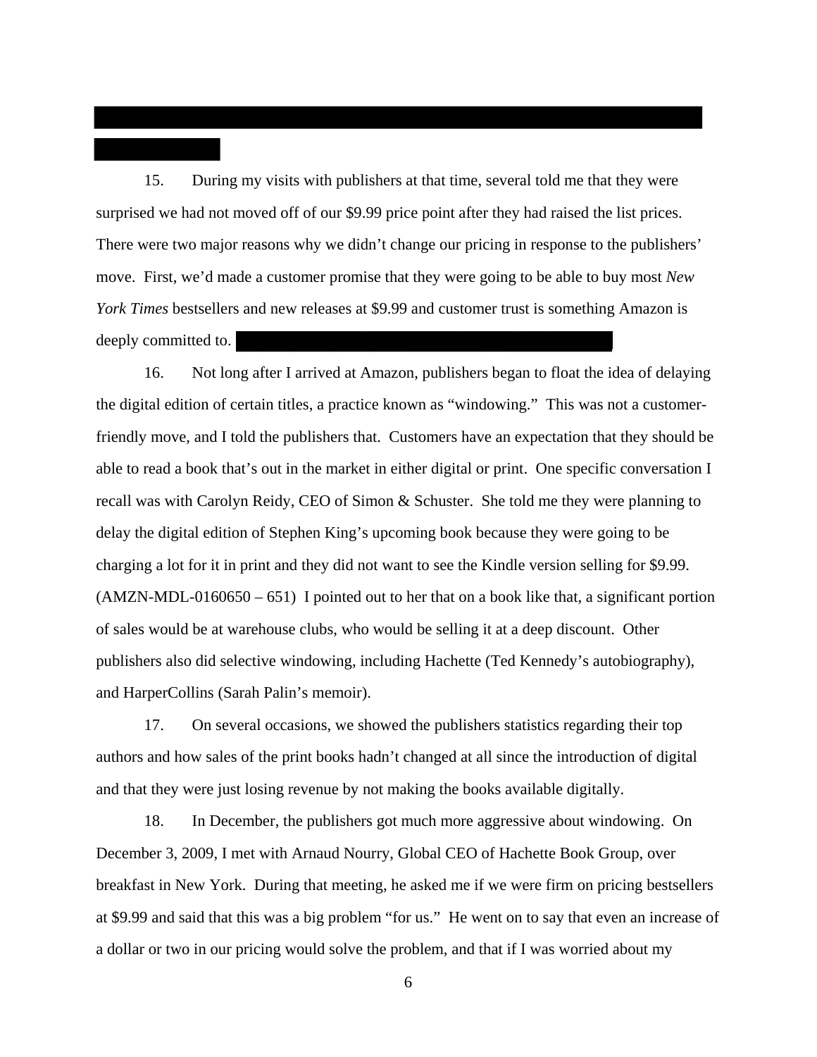15. During my visits with publishers at that time, several told me that they were surprised we had not moved off of our $9.99 price point after they had raised the list prices. There were two major reasons why we didn't change our pricing in response to the publishers' move. First, we'd made a customer promise that they were going to be able to buy most *New York Times* bestsellers and new releases at $9.99 and customer trust is something Amazon is deeply committed to.

16. Not long after I arrived at Amazon, publishers began to float the idea of delaying the digital edition of certain titles, a practice known as "windowing." This was not a customer-friendly move, and I told the publishers that. Customers have an expectation that they should be able to read a book that's out in the market in either digital or print. One specific conversation I recall was with Carolyn Reidy, CEO of Simon & Schuster. She told me they were planning to delay the digital edition of Stephen King's upcoming book because they were going to be charging a lot for it in print and they did not want to see the Kindle version selling for $9.99. (AMZN-MDL-0160650 – 651) I pointed out to her that on a book like that, a significant portion of sales would be at warehouse clubs, who would be selling it at a deep discount. Other publishers also did selective windowing, including Hachette (Ted Kennedy's autobiography), and HarperCollins (Sarah Palin's memoir).

17. On several occasions, we showed the publishers statistics regarding their top authors and how sales of the print books hadn't changed at all since the introduction of digital and that they were just losing revenue by not making the books available digitally.

18. In December, the publishers got much more aggressive about windowing. On December 3, 2009, I met with Arnaud Nourry, Global CEO of Hachette Book Group, over breakfast in New York. During that meeting, he asked me if we were firm on pricing bestsellers at $9.99 and said that this was a big problem "for us." He went on to say that even an increase of a dollar or two in our pricing would solve the problem, and that if I was worried about my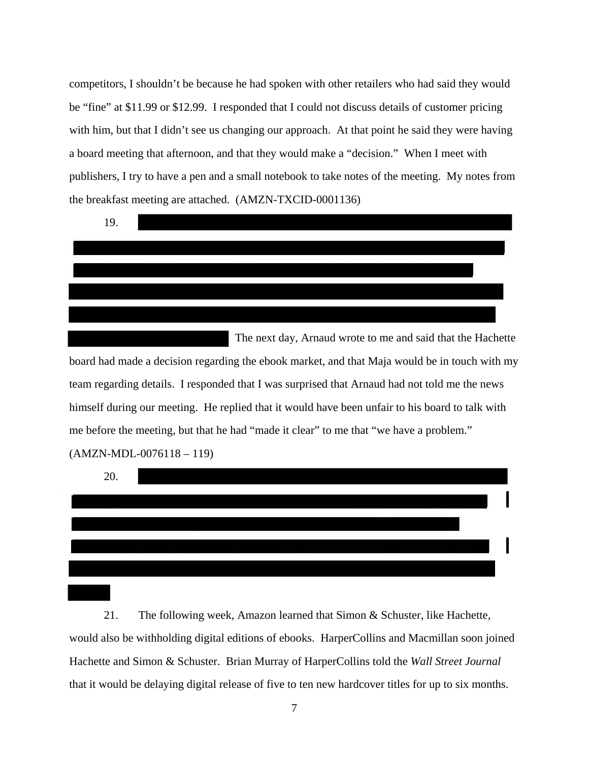competitors, I shouldn't be because he had spoken with other retailers who had said they would be "fine" at $11.99 or $12.99. I responded that I could not discuss details of customer pricing with him, but that I didn't see us changing our approach. At that point he said they were having a board meeting that afternoon, and that they would make a "decision." When I meet with publishers, I try to have a pen and a small notebook to take notes of the meeting. My notes from the breakfast meeting are attached. (AMZN-TXCID-0001136)

19. The next day, Arnaud wrote to me and said that the Hachette board had made a decision regarding the ebook market, and that Maja would be in touch with my team regarding details. I responded that I was surprised that Arnaud had not told me the news himself during our meeting. He replied that it would have been unfair to his board to talk with me before the meeting, but that he had "made it clear" to me that "we have a problem." (AMZN-MDL-0076118 – 119)

20.

21. The following week, Amazon learned that Simon & Schuster, like Hachette, would also be withholding digital editions of ebooks. HarperCollins and Macmillan soon joined Hachette and Simon & Schuster. Brian Murray of HarperCollins told the *Wall Street Journal* that it would be delaying digital release of five to ten new hardcover titles for up to six months.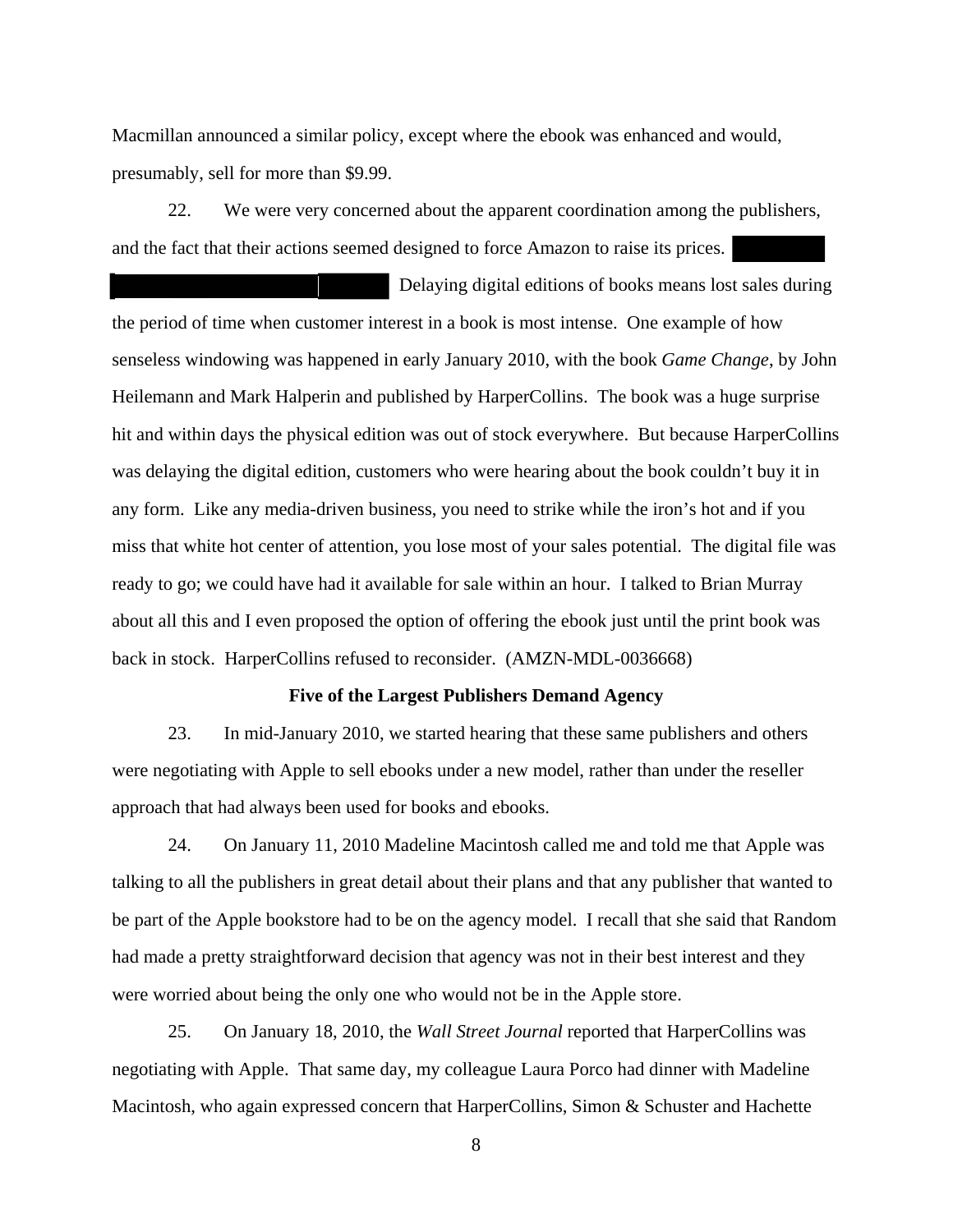Macmillan announced a similar policy, except where the ebook was enhanced and would, presumably, sell for more than $9.99.

22. We were very concerned about the apparent coordination among the publishers, and the fact that their actions seemed designed to force Amazon to raise its prices. ████████ ████████████████████████████ Delaying digital editions of books means lost sales during the period of time when customer interest in a book is most intense. One example of how senseless windowing was happened in early January 2010, with the book *Game Change*, by John Heilemann and Mark Halperin and published by HarperCollins. The book was a huge surprise hit and within days the physical edition was out of stock everywhere. But because HarperCollins was delaying the digital edition, customers who were hearing about the book couldn't buy it in any form. Like any media-driven business, you need to strike while the iron's hot and if you miss that white hot center of attention, you lose most of your sales potential. The digital file was ready to go; we could have had it available for sale within an hour. I talked to Brian Murray about all this and I even proposed the option of offering the ebook just until the print book was back in stock. HarperCollins refused to reconsider. (AMZN-MDL-0036668)

**Five of the Largest Publishers Demand Agency**

23. In mid-January 2010, we started hearing that these same publishers and others were negotiating with Apple to sell ebooks under a new model, rather than under the reseller approach that had always been used for books and ebooks.

24. On January 11, 2010 Madeline Macintosh called me and told me that Apple was talking to all the publishers in great detail about their plans and that any publisher that wanted to be part of the Apple bookstore had to be on the agency model. I recall that she said that Random had made a pretty straightforward decision that agency was not in their best interest and they were worried about being the only one who would not be in the Apple store.

25. On January 18, 2010, the *Wall Street Journal* reported that HarperCollins was negotiating with Apple. That same day, my colleague Laura Porco had dinner with Madeline Macintosh, who again expressed concern that HarperCollins, Simon & Schuster and Hachette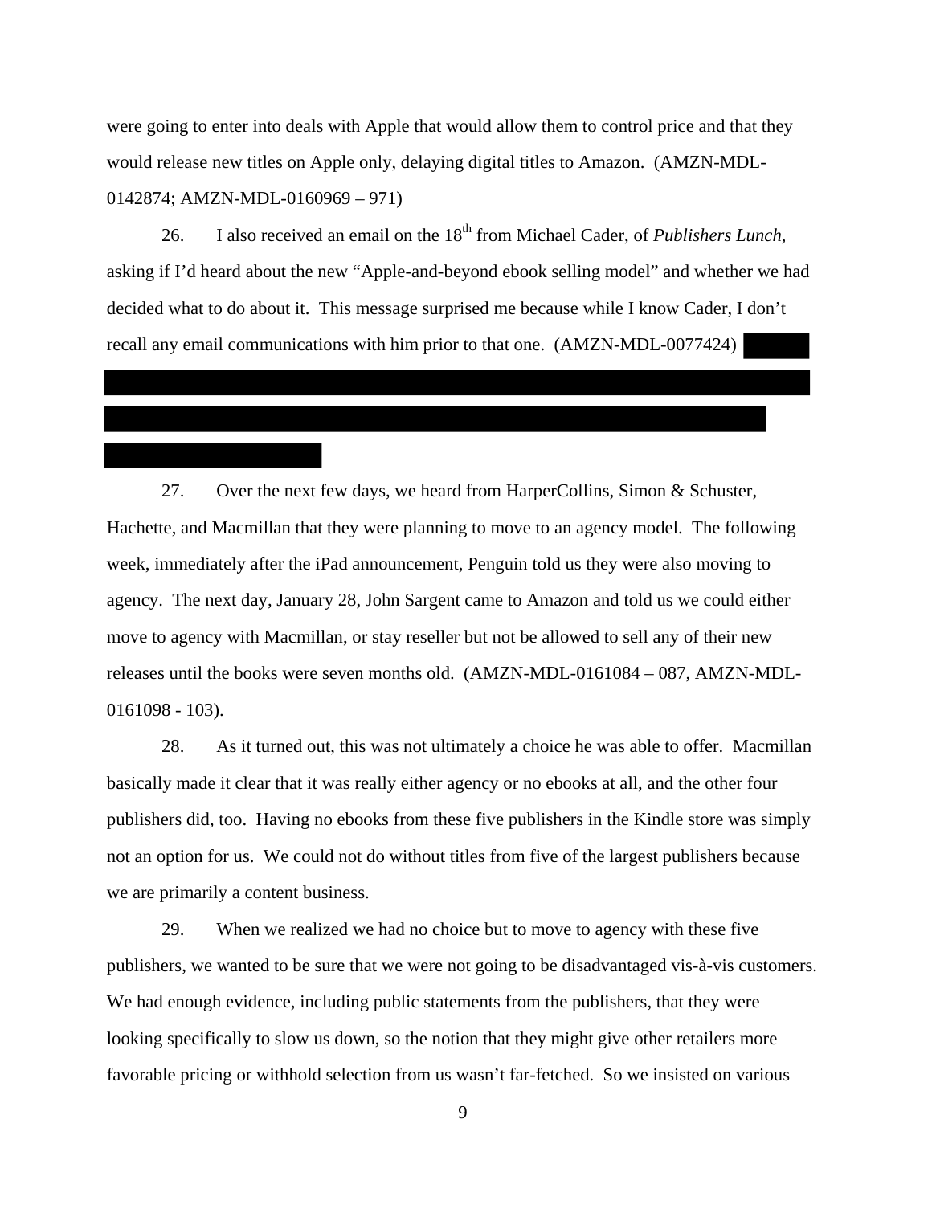were going to enter into deals with Apple that would allow them to control price and that they would release new titles on Apple only, delaying digital titles to Amazon. (AMZN-MDL-0142874; AMZN-MDL-0160969 – 971)

26. I also received an email on the 18th from Michael Cader, of *Publishers Lunch*, asking if I'd heard about the new "Apple-and-beyond ebook selling model" and whether we had decided what to do about it. This message surprised me because while I know Cader, I don't recall any email communications with him prior to that one. (AMZN-MDL-0077424)

27. Over the next few days, we heard from HarperCollins, Simon & Schuster, Hachette, and Macmillan that they were planning to move to an agency model. The following week, immediately after the iPad announcement, Penguin told us they were also moving to agency. The next day, January 28, John Sargent came to Amazon and told us we could either move to agency with Macmillan, or stay reseller but not be allowed to sell any of their new releases until the books were seven months old. (AMZN-MDL-0161084 – 087, AMZN-MDL-0161098 - 103).

28. As it turned out, this was not ultimately a choice he was able to offer. Macmillan basically made it clear that it was really either agency or no ebooks at all, and the other four publishers did, too. Having no ebooks from these five publishers in the Kindle store was simply not an option for us. We could not do without titles from five of the largest publishers because we are primarily a content business.

29. When we realized we had no choice but to move to agency with these five publishers, we wanted to be sure that we were not going to be disadvantaged vis-à-vis customers. We had enough evidence, including public statements from the publishers, that they were looking specifically to slow us down, so the notion that they might give other retailers more favorable pricing or withhold selection from us wasn't far-fetched. So we insisted on various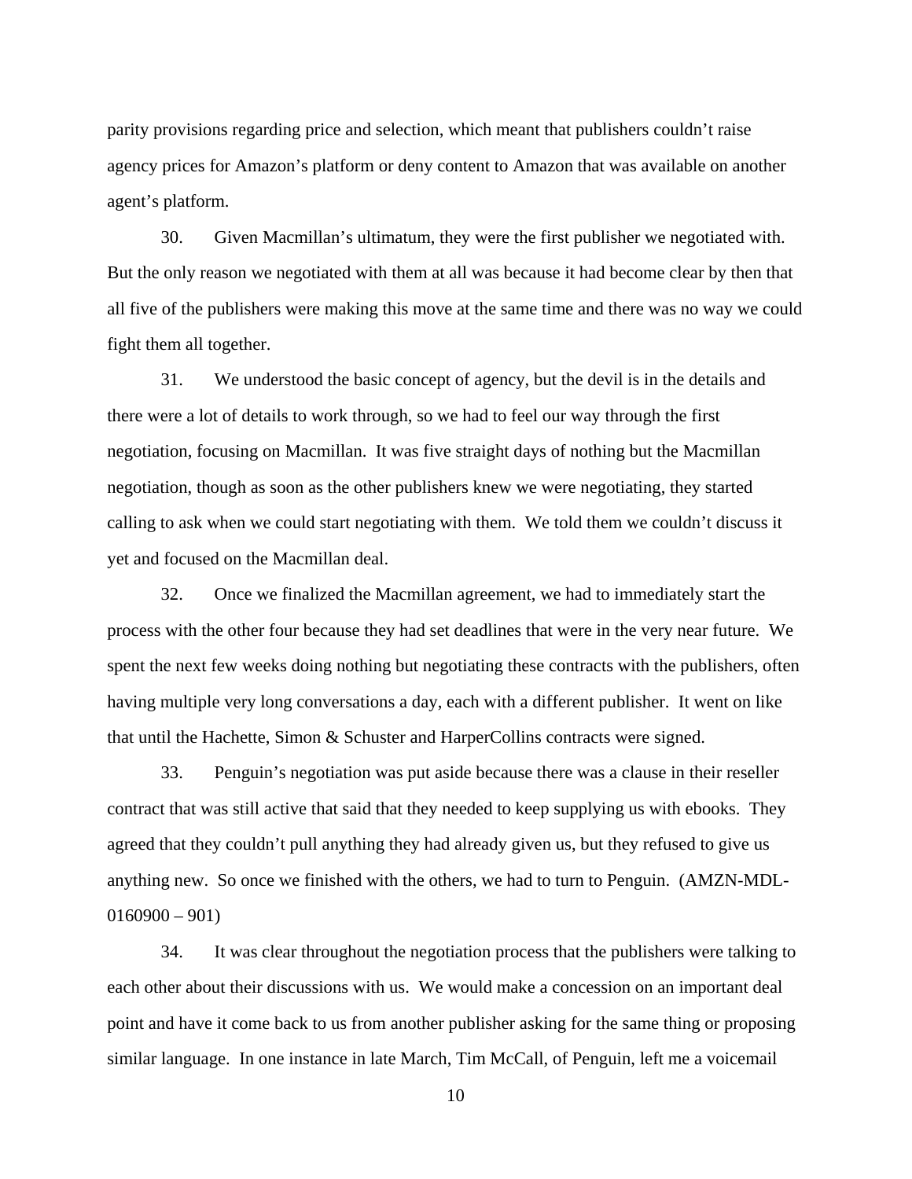parity provisions regarding price and selection, which meant that publishers couldn't raise agency prices for Amazon's platform or deny content to Amazon that was available on another agent's platform.

30. Given Macmillan's ultimatum, they were the first publisher we negotiated with. But the only reason we negotiated with them at all was because it had become clear by then that all five of the publishers were making this move at the same time and there was no way we could fight them all together.

31. We understood the basic concept of agency, but the devil is in the details and there were a lot of details to work through, so we had to feel our way through the first negotiation, focusing on Macmillan. It was five straight days of nothing but the Macmillan negotiation, though as soon as the other publishers knew we were negotiating, they started calling to ask when we could start negotiating with them. We told them we couldn't discuss it yet and focused on the Macmillan deal.

32. Once we finalized the Macmillan agreement, we had to immediately start the process with the other four because they had set deadlines that were in the very near future. We spent the next few weeks doing nothing but negotiating these contracts with the publishers, often having multiple very long conversations a day, each with a different publisher. It went on like that until the Hachette, Simon & Schuster and HarperCollins contracts were signed.

33. Penguin's negotiation was put aside because there was a clause in their reseller contract that was still active that said that they needed to keep supplying us with ebooks. They agreed that they couldn't pull anything they had already given us, but they refused to give us anything new. So once we finished with the others, we had to turn to Penguin. (AMZN-MDL-0160900 – 901)

34. It was clear throughout the negotiation process that the publishers were talking to each other about their discussions with us. We would make a concession on an important deal point and have it come back to us from another publisher asking for the same thing or proposing similar language. In one instance in late March, Tim McCall, of Penguin, left me a voicemail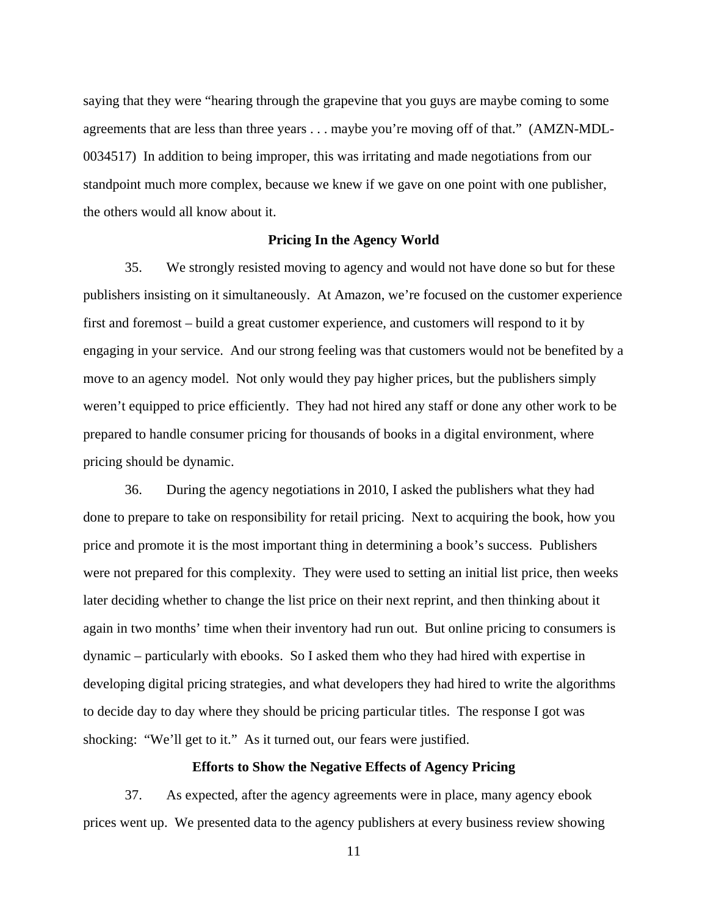saying that they were "hearing through the grapevine that you guys are maybe coming to some agreements that are less than three years . . . maybe you're moving off of that." (AMZN-MDL-0034517) In addition to being improper, this was irritating and made negotiations from our standpoint much more complex, because we knew if we gave on one point with one publisher, the others would all know about it.

**Pricing In the Agency World**

35. We strongly resisted moving to agency and would not have done so but for these publishers insisting on it simultaneously. At Amazon, we're focused on the customer experience first and foremost – build a great customer experience, and customers will respond to it by engaging in your service. And our strong feeling was that customers would not be benefited by a move to an agency model. Not only would they pay higher prices, but the publishers simply weren't equipped to price efficiently. They had not hired any staff or done any other work to be prepared to handle consumer pricing for thousands of books in a digital environment, where pricing should be dynamic.

36. During the agency negotiations in 2010, I asked the publishers what they had done to prepare to take on responsibility for retail pricing. Next to acquiring the book, how you price and promote it is the most important thing in determining a book's success. Publishers were not prepared for this complexity. They were used to setting an initial list price, then weeks later deciding whether to change the list price on their next reprint, and then thinking about it again in two months' time when their inventory had run out. But online pricing to consumers is dynamic – particularly with ebooks. So I asked them who they had hired with expertise in developing digital pricing strategies, and what developers they had hired to write the algorithms to decide day to day where they should be pricing particular titles. The response I got was shocking: "We'll get to it." As it turned out, our fears were justified.

**Efforts to Show the Negative Effects of Agency Pricing**

37. As expected, after the agency agreements were in place, many agency ebook prices went up. We presented data to the agency publishers at every business review showing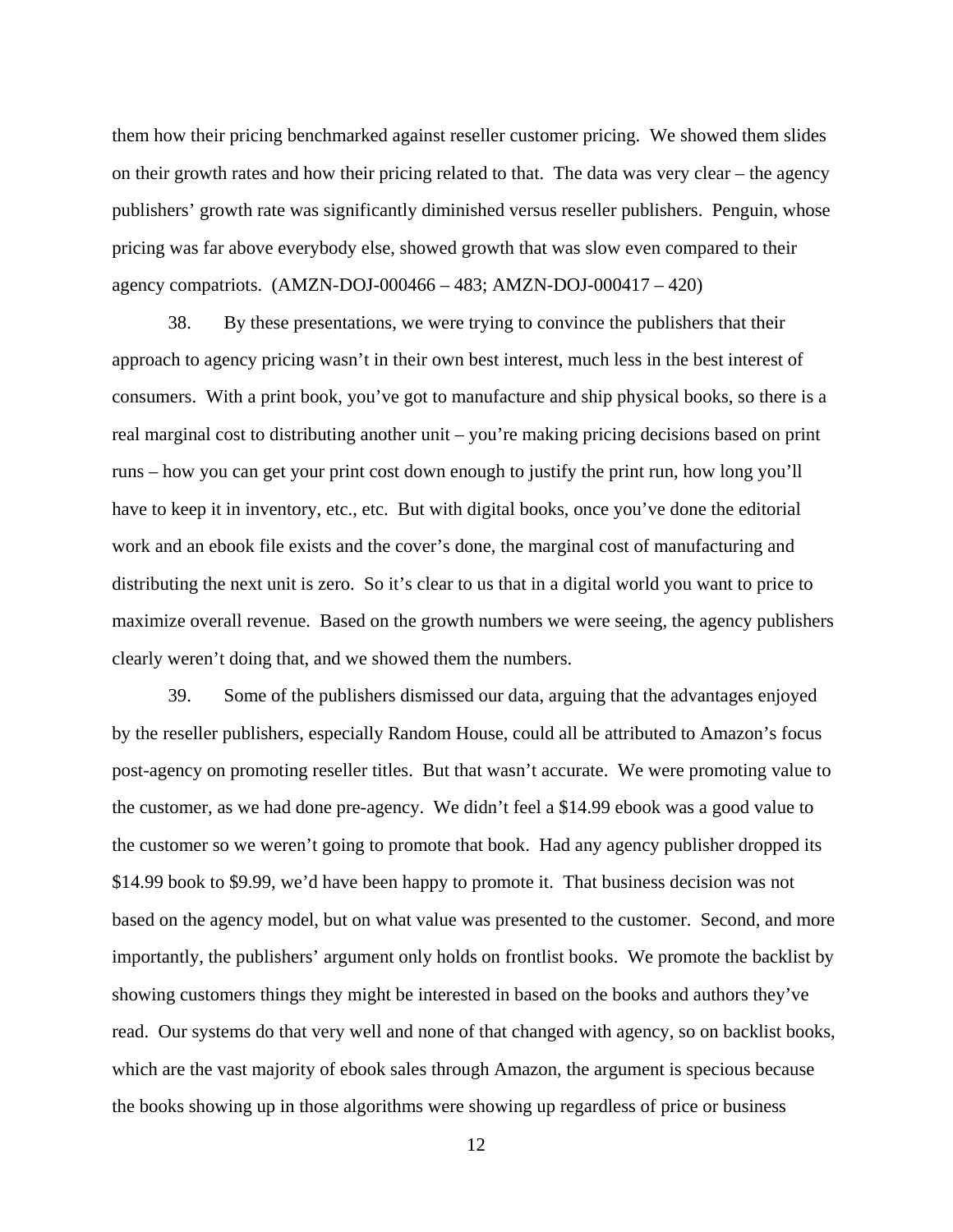them how their pricing benchmarked against reseller customer pricing. We showed them slides on their growth rates and how their pricing related to that. The data was very clear – the agency publishers' growth rate was significantly diminished versus reseller publishers. Penguin, whose pricing was far above everybody else, showed growth that was slow even compared to their agency compatriots. (AMZN-DOJ-000466 – 483; AMZN-DOJ-000417 – 420)

38. By these presentations, we were trying to convince the publishers that their approach to agency pricing wasn't in their own best interest, much less in the best interest of consumers. With a print book, you've got to manufacture and ship physical books, so there is a real marginal cost to distributing another unit – you're making pricing decisions based on print runs – how you can get your print cost down enough to justify the print run, how long you'll have to keep it in inventory, etc., etc. But with digital books, once you've done the editorial work and an ebook file exists and the cover's done, the marginal cost of manufacturing and distributing the next unit is zero. So it's clear to us that in a digital world you want to price to maximize overall revenue. Based on the growth numbers we were seeing, the agency publishers clearly weren't doing that, and we showed them the numbers.

39. Some of the publishers dismissed our data, arguing that the advantages enjoyed by the reseller publishers, especially Random House, could all be attributed to Amazon's focus post-agency on promoting reseller titles. But that wasn't accurate. We were promoting value to the customer, as we had done pre-agency. We didn't feel a $14.99 ebook was a good value to the customer so we weren't going to promote that book. Had any agency publisher dropped its $14.99 book to $9.99, we'd have been happy to promote it. That business decision was not based on the agency model, but on what value was presented to the customer. Second, and more importantly, the publishers' argument only holds on frontlist books. We promote the backlist by showing customers things they might be interested in based on the books and authors they've read. Our systems do that very well and none of that changed with agency, so on backlist books, which are the vast majority of ebook sales through Amazon, the argument is specious because the books showing up in those algorithms were showing up regardless of price or business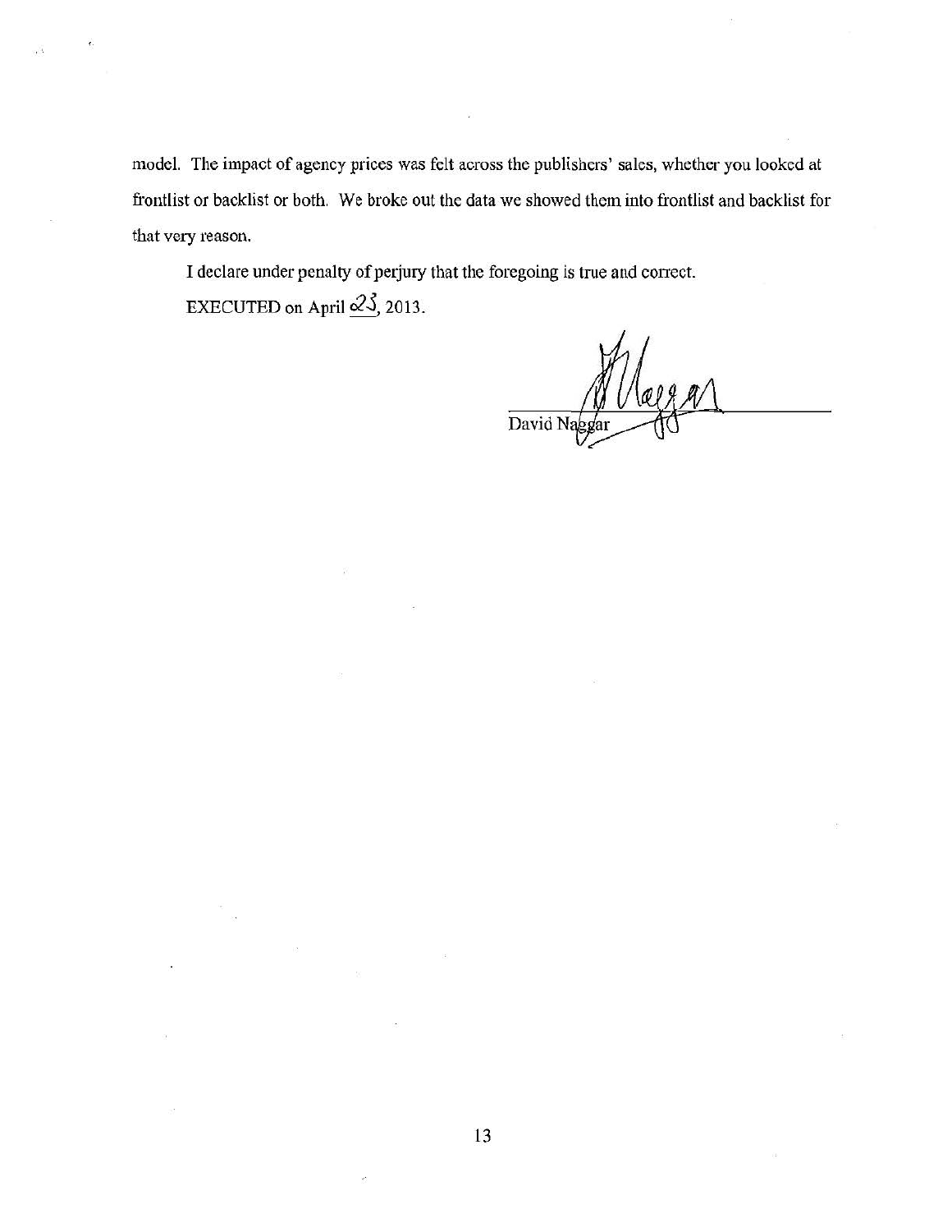model. The impact of agency prices was felt across the publishers' sales, whether you looked at frontlist or backlist or both. We broke out the data we showed them into frontlist and backlist for that very reason.

I declare under penalty of perjury that the foregoing is true and correct.

EXECUTED on April 23, 2013.

David Naggar